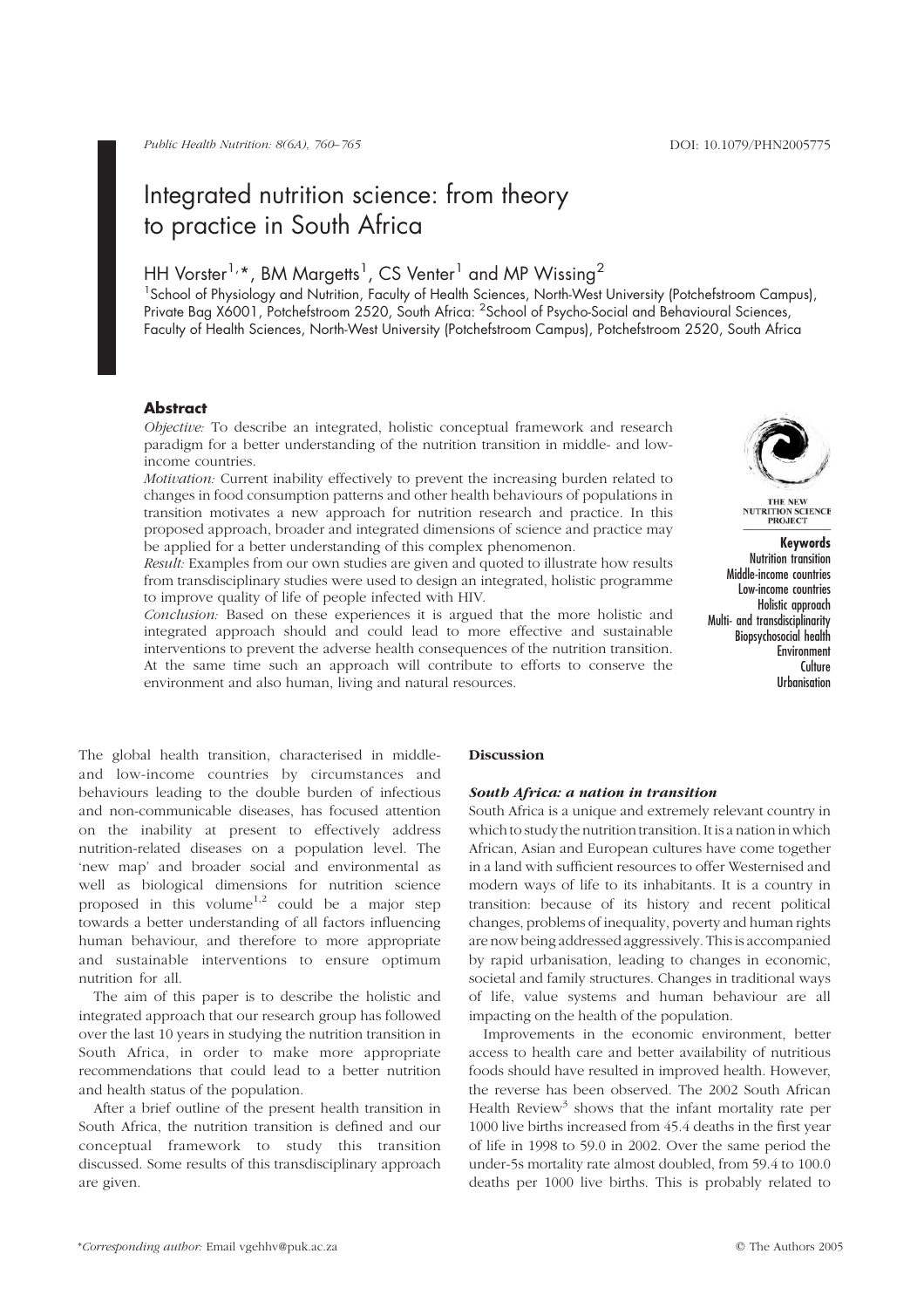# Integrated nutrition science: from theory to practice in South Africa

HH Vorster[1,*], BM Margetts[1], CS Venter[1] and MP Wissing[2]

[1]School of Physiology and Nutrition, Faculty of Health Sciences, North-West University (Potchefstroom Campus), Private Bag X6001, Potchefstroom 2520, South Africa: [2]School of Psycho-Social and Behavioural Sciences, Faculty of Health Sciences, North-West University (Potchefstroom Campus), Potchefstroom 2520, South Africa

## Abstract

*Objective:* To describe an integrated, holistic conceptual framework and research paradigm for a better understanding of the nutrition transition in middle- and low-income countries.

*Motivation:* Current inability effectively to prevent the increasing burden related to changes in food consumption patterns and other health behaviours of populations in transition motivates a new approach for nutrition research and practice. In this proposed approach, broader and integrated dimensions of science and practice may be applied for a better understanding of this complex phenomenon.

*Result:* Examples from our own studies are given and quoted to illustrate how results from transdisciplinary studies were used to design an integrated, holistic programme to improve quality of life of people infected with HIV.

*Conclusion:* Based on these experiences it is argued that the more holistic and integrated approach should and could lead to more effective and sustainable interventions to prevent the adverse health consequences of the nutrition transition. At the same time such an approach will contribute to efforts to conserve the environment and also human, living and natural resources.

THE NEW NUTRITION SCIENCE PROJECT

**Keywords**
Nutrition transition
Middle-income countries
Low-income countries
Holistic approach
Multi- and transdisciplinarity
Biopsychosocial health
Environment
Culture
Urbanisation

The global health transition, characterised in middle- and low-income countries by circumstances and behaviours leading to the double burden of infectious and non-communicable diseases, has focused attention on the inability at present to effectively address nutrition-related diseases on a population level. The 'new map' and broader social and environmental as well as biological dimensions for nutrition science proposed in this volume[1,2] could be a major step towards a better understanding of all factors influencing human behaviour, and therefore to more appropriate and sustainable interventions to ensure optimum nutrition for all.

The aim of this paper is to describe the holistic and integrated approach that our research group has followed over the last 10 years in studying the nutrition transition in South Africa, in order to make more appropriate recommendations that could lead to a better nutrition and health status of the population.

After a brief outline of the present health transition in South Africa, the nutrition transition is defined and our conceptual framework to study this transition discussed. Some results of this transdisciplinary approach are given.

## Discussion

### *South Africa: a nation in transition*

South Africa is a unique and extremely relevant country in which to study the nutrition transition. It is a nation in which African, Asian and European cultures have come together in a land with sufficient resources to offer Westernised and modern ways of life to its inhabitants. It is a country in transition: because of its history and recent political changes, problems of inequality, poverty and human rights are now being addressed aggressively. This is accompanied by rapid urbanisation, leading to changes in economic, societal and family structures. Changes in traditional ways of life, value systems and human behaviour are all impacting on the health of the population.

Improvements in the economic environment, better access to health care and better availability of nutritious foods should have resulted in improved health. However, the reverse has been observed. The 2002 South African Health Review[3] shows that the infant mortality rate per 1000 live births increased from 45.4 deaths in the first year of life in 1998 to 59.0 in 2002. Over the same period the under-5s mortality rate almost doubled, from 59.4 to 100.0 deaths per 1000 live births. This is probably related to

*Corresponding author: Email vgehhv@puk.ac.za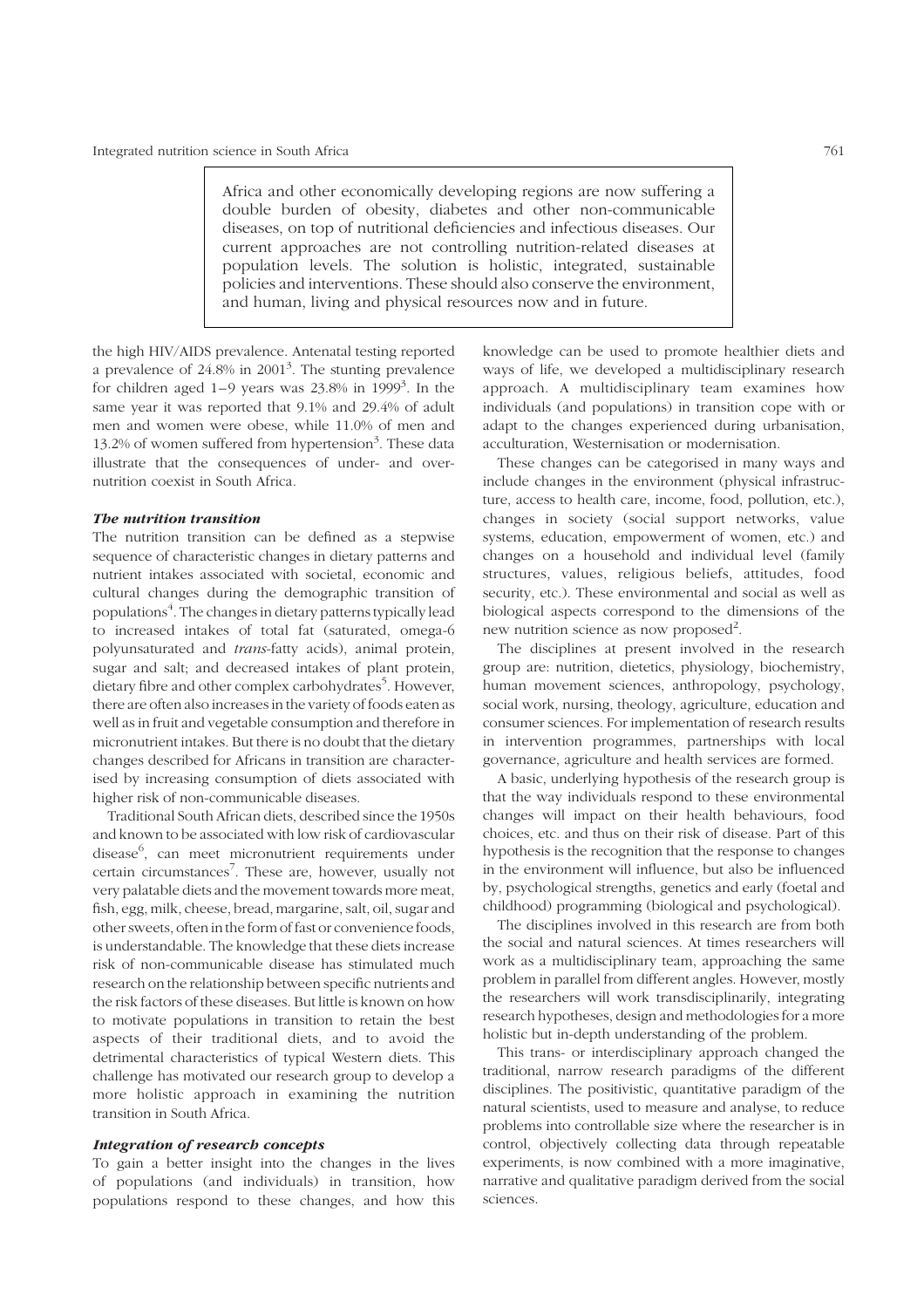Africa and other economically developing regions are now suffering a double burden of obesity, diabetes and other non-communicable diseases, on top of nutritional deficiencies and infectious diseases. Our current approaches are not controlling nutrition-related diseases at population levels. The solution is holistic, integrated, sustainable policies and interventions. These should also conserve the environment, and human, living and physical resources now and in future.

the high HIV/AIDS prevalence. Antenatal testing reported a prevalence of 24.8% in 2001[3]. The stunting prevalence for children aged 1–9 years was 23.8% in 1999[3]. In the same year it was reported that 9.1% and 29.4% of adult men and women were obese, while 11.0% of men and 13.2% of women suffered from hypertension[3]. These data illustrate that the consequences of under- and over-nutrition coexist in South Africa.

### *The nutrition transition*

The nutrition transition can be defined as a stepwise sequence of characteristic changes in dietary patterns and nutrient intakes associated with societal, economic and cultural changes during the demographic transition of populations[4]. The changes in dietary patterns typically lead to increased intakes of total fat (saturated, omega-6 polyunsaturated and *trans*-fatty acids), animal protein, sugar and salt; and decreased intakes of plant protein, dietary fibre and other complex carbohydrates[5]. However, there are often also increases in the variety of foods eaten as well as in fruit and vegetable consumption and therefore in micronutrient intakes. But there is no doubt that the dietary changes described for Africans in transition are characterised by increasing consumption of diets associated with higher risk of non-communicable diseases.

Traditional South African diets, described since the 1950s and known to be associated with low risk of cardiovascular disease[6], can meet micronutrient requirements under certain circumstances[7]. These are, however, usually not very palatable diets and the movement towards more meat, fish, egg, milk, cheese, bread, margarine, salt, oil, sugar and other sweets, often in the form of fast or convenience foods, is understandable. The knowledge that these diets increase risk of non-communicable disease has stimulated much research on the relationship between specific nutrients and the risk factors of these diseases. But little is known on how to motivate populations in transition to retain the best aspects of their traditional diets, and to avoid the detrimental characteristics of typical Western diets. This challenge has motivated our research group to develop a more holistic approach in examining the nutrition transition in South Africa.

### *Integration of research concepts*

To gain a better insight into the changes in the lives of populations (and individuals) in transition, how populations respond to these changes, and how this knowledge can be used to promote healthier diets and ways of life, we developed a multidisciplinary research approach. A multidisciplinary team examines how individuals (and populations) in transition cope with or adapt to the changes experienced during urbanisation, acculturation, Westernisation or modernisation.

These changes can be categorised in many ways and include changes in the environment (physical infrastructure, access to health care, income, food, pollution, etc.), changes in society (social support networks, value systems, education, empowerment of women, etc.) and changes on a household and individual level (family structures, values, religious beliefs, attitudes, food security, etc.). These environmental and social as well as biological aspects correspond to the dimensions of the new nutrition science as now proposed[2].

The disciplines at present involved in the research group are: nutrition, dietetics, physiology, biochemistry, human movement sciences, anthropology, psychology, social work, nursing, theology, agriculture, education and consumer sciences. For implementation of research results in intervention programmes, partnerships with local governance, agriculture and health services are formed.

A basic, underlying hypothesis of the research group is that the way individuals respond to these environmental changes will impact on their health behaviours, food choices, etc. and thus on their risk of disease. Part of this hypothesis is the recognition that the response to changes in the environment will influence, but also be influenced by, psychological strengths, genetics and early (foetal and childhood) programming (biological and psychological).

The disciplines involved in this research are from both the social and natural sciences. At times researchers will work as a multidisciplinary team, approaching the same problem in parallel from different angles. However, mostly the researchers will work transdisciplinarily, integrating research hypotheses, design and methodologies for a more holistic but in-depth understanding of the problem.

This trans- or interdisciplinary approach changed the traditional, narrow research paradigms of the different disciplines. The positivistic, quantitative paradigm of the natural scientists, used to measure and analyse, to reduce problems into controllable size where the researcher is in control, objectively collecting data through repeatable experiments, is now combined with a more imaginative, narrative and qualitative paradigm derived from the social sciences.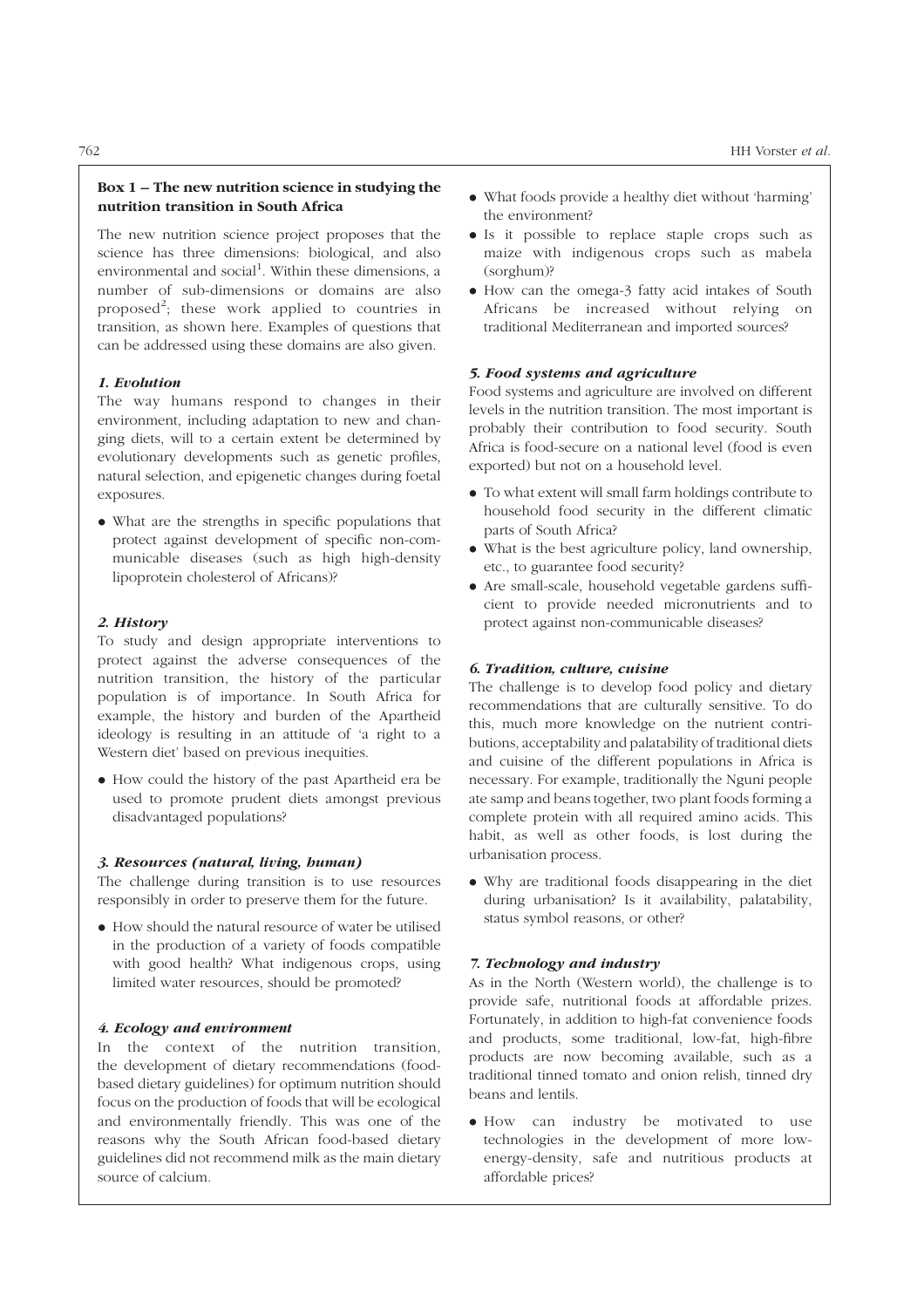**Box 1 – The new nutrition science in studying the nutrition transition in South Africa**

The new nutrition science project proposes that the science has three dimensions: biological, and also environmental and social[1]. Within these dimensions, a number of sub-dimensions or domains are also proposed[2]; these work applied to countries in transition, as shown here. Examples of questions that can be addressed using these domains are also given.

***1. Evolution***

The way humans respond to changes in their environment, including adaptation to new and changing diets, will to a certain extent be determined by evolutionary developments such as genetic profiles, natural selection, and epigenetic changes during foetal exposures.

- What are the strengths in specific populations that protect against development of specific non-communicable diseases (such as high high-density lipoprotein cholesterol of Africans)?

***2. History***

To study and design appropriate interventions to protect against the adverse consequences of the nutrition transition, the history of the particular population is of importance. In South Africa for example, the history and burden of the Apartheid ideology is resulting in an attitude of 'a right to a Western diet' based on previous inequities.

- How could the history of the past Apartheid era be used to promote prudent diets amongst previous disadvantaged populations?

***3. Resources (natural, living, human)***

The challenge during transition is to use resources responsibly in order to preserve them for the future.

- How should the natural resource of water be utilised in the production of a variety of foods compatible with good health? What indigenous crops, using limited water resources, should be promoted?

***4. Ecology and environment***

In the context of the nutrition transition, the development of dietary recommendations (food-based dietary guidelines) for optimum nutrition should focus on the production of foods that will be ecological and environmentally friendly. This was one of the reasons why the South African food-based dietary guidelines did not recommend milk as the main dietary source of calcium.

- What foods provide a healthy diet without 'harming' the environment?
- Is it possible to replace staple crops such as maize with indigenous crops such as mabela (sorghum)?
- How can the omega-3 fatty acid intakes of South Africans be increased without relying on traditional Mediterranean and imported sources?

***5. Food systems and agriculture***

Food systems and agriculture are involved on different levels in the nutrition transition. The most important is probably their contribution to food security. South Africa is food-secure on a national level (food is even exported) but not on a household level.

- To what extent will small farm holdings contribute to household food security in the different climatic parts of South Africa?
- What is the best agriculture policy, land ownership, etc., to guarantee food security?
- Are small-scale, household vegetable gardens sufficient to provide needed micronutrients and to protect against non-communicable diseases?

***6. Tradition, culture, cuisine***

The challenge is to develop food policy and dietary recommendations that are culturally sensitive. To do this, much more knowledge on the nutrient contributions, acceptability and palatability of traditional diets and cuisine of the different populations in Africa is necessary. For example, traditionally the Nguni people ate samp and beans together, two plant foods forming a complete protein with all required amino acids. This habit, as well as other foods, is lost during the urbanisation process.

- Why are traditional foods disappearing in the diet during urbanisation? Is it availability, palatability, status symbol reasons, or other?

***7. Technology and industry***

As in the North (Western world), the challenge is to provide safe, nutritional foods at affordable prizes. Fortunately, in addition to high-fat convenience foods and products, some traditional, low-fat, high-fibre products are now becoming available, such as a traditional tinned tomato and onion relish, tinned dry beans and lentils.

- How can industry be motivated to use technologies in the development of more low-energy-density, safe and nutritious products at affordable prices?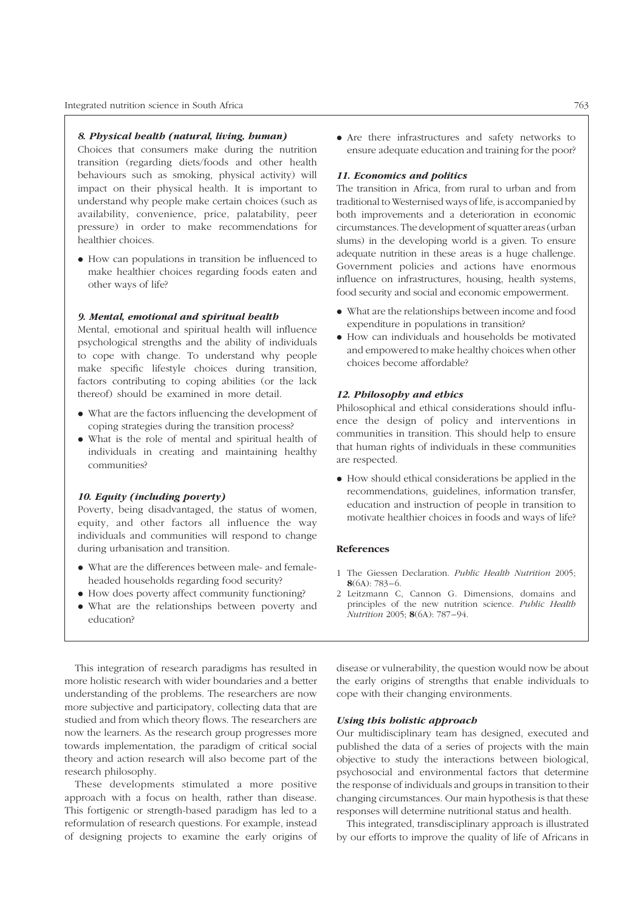***8. Physical health (natural, living, human)***

Choices that consumers make during the nutrition transition (regarding diets/foods and other health behaviours such as smoking, physical activity) will impact on their physical health. It is important to understand why people make certain choices (such as availability, convenience, price, palatability, peer pressure) in order to make recommendations for healthier choices.

- How can populations in transition be influenced to make healthier choices regarding foods eaten and other ways of life?

***9. Mental, emotional and spiritual health***

Mental, emotional and spiritual health will influence psychological strengths and the ability of individuals to cope with change. To understand why people make specific lifestyle choices during transition, factors contributing to coping abilities (or the lack thereof) should be examined in more detail.

- What are the factors influencing the development of coping strategies during the transition process?
- What is the role of mental and spiritual health of individuals in creating and maintaining healthy communities?

***10. Equity (including poverty)***

Poverty, being disadvantaged, the status of women, equity, and other factors all influence the way individuals and communities will respond to change during urbanisation and transition.

- What are the differences between male- and female-headed households regarding food security?
- How does poverty affect community functioning?
- What are the relationships between poverty and education?
- Are there infrastructures and safety networks to ensure adequate education and training for the poor?

***11. Economics and politics***

The transition in Africa, from rural to urban and from traditional to Westernised ways of life, is accompanied by both improvements and a deterioration in economic circumstances. The development of squatter areas (urban slums) in the developing world is a given. To ensure adequate nutrition in these areas is a huge challenge. Government policies and actions have enormous influence on infrastructures, housing, health systems, food security and social and economic empowerment.

- What are the relationships between income and food expenditure in populations in transition?
- How can individuals and households be motivated and empowered to make healthy choices when other choices become affordable?

***12. Philosophy and ethics***

Philosophical and ethical considerations should influence the design of policy and interventions in communities in transition. This should help to ensure that human rights of individuals in these communities are respected.

- How should ethical considerations be applied in the recommendations, guidelines, information transfer, education and instruction of people in transition to motivate healthier choices in foods and ways of life?

**References**

1 The Giessen Declaration. *Public Health Nutrition* 2005; **8**(6A): 783–6.

2 Leitzmann C, Cannon G. Dimensions, domains and principles of the new nutrition science. *Public Health Nutrition* 2005; **8**(6A): 787–94.

This integration of research paradigms has resulted in more holistic research with wider boundaries and a better understanding of the problems. The researchers are now more subjective and participatory, collecting data that are studied and from which theory flows. The researchers are now the learners. As the research group progresses more towards implementation, the paradigm of critical social theory and action research will also become part of the research philosophy.

These developments stimulated a more positive approach with a focus on health, rather than disease. This fortigenic or strength-based paradigm has led to a reformulation of research questions. For example, instead of designing projects to examine the early origins of disease or vulnerability, the question would now be about the early origins of strengths that enable individuals to cope with their changing environments.

***Using this holistic approach***

Our multidisciplinary team has designed, executed and published the data of a series of projects with the main objective to study the interactions between biological, psychosocial and environmental factors that determine the response of individuals and groups in transition to their changing circumstances. Our main hypothesis is that these responses will determine nutritional status and health.

This integrated, transdisciplinary approach is illustrated by our efforts to improve the quality of life of Africans in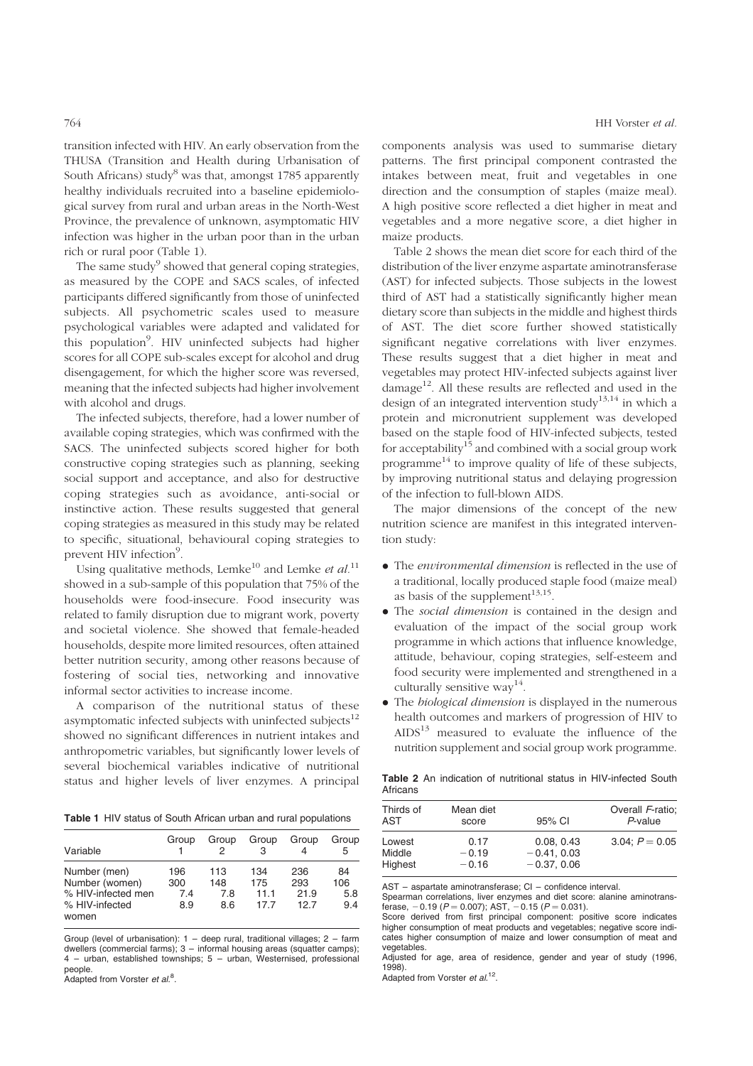transition infected with HIV. An early observation from the THUSA (Transition and Health during Urbanisation of South Africans) study[8] was that, amongst 1785 apparently healthy individuals recruited into a baseline epidemiological survey from rural and urban areas in the North-West Province, the prevalence of unknown, asymptomatic HIV infection was higher in the urban poor than in the urban rich or rural poor (Table 1).

The same study[9] showed that general coping strategies, as measured by the COPE and SACS scales, of infected participants differed significantly from those of uninfected subjects. All psychometric scales used to measure psychological variables were adapted and validated for this population[9]. HIV uninfected subjects had higher scores for all COPE sub-scales except for alcohol and drug disengagement, for which the higher score was reversed, meaning that the infected subjects had higher involvement with alcohol and drugs.

The infected subjects, therefore, had a lower number of available coping strategies, which was confirmed with the SACS. The uninfected subjects scored higher for both constructive coping strategies such as planning, seeking social support and acceptance, and also for destructive coping strategies such as avoidance, anti-social or instinctive action. These results suggested that general coping strategies as measured in this study may be related to specific, situational, behavioural coping strategies to prevent HIV infection[9].

Using qualitative methods, Lemke[10] and Lemke *et al.*[11] showed in a sub-sample of this population that 75% of the households were food-insecure. Food insecurity was related to family disruption due to migrant work, poverty and societal violence. She showed that female-headed households, despite more limited resources, often attained better nutrition security, among other reasons because of fostering of social ties, networking and innovative informal sector activities to increase income.

A comparison of the nutritional status of these asymptomatic infected subjects with uninfected subjects[12] showed no significant differences in nutrient intakes and anthropometric variables, but significantly lower levels of several biochemical variables indicative of nutritional status and higher levels of liver enzymes. A principal components analysis was used to summarise dietary patterns. The first principal component contrasted the intakes between meat, fruit and vegetables in one direction and the consumption of staples (maize meal). A high positive score reflected a diet higher in meat and vegetables and a more negative score, a diet higher in maize products.

**Table 1** HIV status of South African urban and rural populations

| Variable | Group 1 | Group 2 | Group 3 | Group 4 | Group 5 |
|---|---|---|---|---|---|
| Number (men) | 196 | 113 | 134 | 236 | 84 |
| Number (women) | 300 | 148 | 175 | 293 | 106 |
| % HIV-infected men | 7.4 | 7.8 | 11.1 | 21.9 | 5.8 |
| % HIV-infected women | 8.9 | 8.6 | 17.7 | 12.7 | 9.4 |

Group (level of urbanisation): 1 – deep rural, traditional villages; 2 – farm dwellers (commercial farms); 3 – informal housing areas (squatter camps); 4 – urban, established townships; 5 – urban, Westernised, professional people.
Adapted from Vorster *et al.*[8].

Table 2 shows the mean diet score for each third of the distribution of the liver enzyme aspartate aminotransferase (AST) for infected subjects. Those subjects in the lowest third of AST had a statistically significantly higher mean dietary score than subjects in the middle and highest thirds of AST. The diet score further showed statistically significant negative correlations with liver enzymes. These results suggest that a diet higher in meat and vegetables may protect HIV-infected subjects against liver damage[12]. All these results are reflected and used in the design of an integrated intervention study[13,14] in which a protein and micronutrient supplement was developed based on the staple food of HIV-infected subjects, tested for acceptability[15] and combined with a social group work programme[14] to improve quality of life of these subjects, by improving nutritional status and delaying progression of the infection to full-blown AIDS.

The major dimensions of the concept of the new nutrition science are manifest in this integrated intervention study:

- The *environmental dimension* is reflected in the use of a traditional, locally produced staple food (maize meal) as basis of the supplement[13,15].
- The *social dimension* is contained in the design and evaluation of the impact of the social group work programme in which actions that influence knowledge, attitude, behaviour, coping strategies, self-esteem and food security were implemented and strengthened in a culturally sensitive way[14].
- The *biological dimension* is displayed in the numerous health outcomes and markers of progression of HIV to AIDS[13] measured to evaluate the influence of the nutrition supplement and social group work programme.

**Table 2** An indication of nutritional status in HIV-infected South Africans

| Thirds of AST | Mean diet score | 95% CI | Overall *F*-ratio; *P*-value |
|---|---|---|---|
| Lowest | 0.17 | 0.08, 0.43 | 3.04; $P = 0.05$ |
| Middle | $-0.19$ | $-0.41$, 0.03 | |
| Highest | $-0.16$ | $-0.37$, 0.06 | |

AST – aspartate aminotransferase; CI – confidence interval.
Spearman correlations, liver enzymes and diet score: alanine aminotransferase, $-0.19$ ($P = 0.007$); AST, $-0.15$ ($P = 0.031$).
Score derived from first principal component: positive score indicates higher consumption of meat products and vegetables; negative score indicates higher consumption of maize and lower consumption of meat and vegetables.
Adjusted for age, area of residence, gender and year of study (1996, 1998).
Adapted from Vorster *et al.*[12].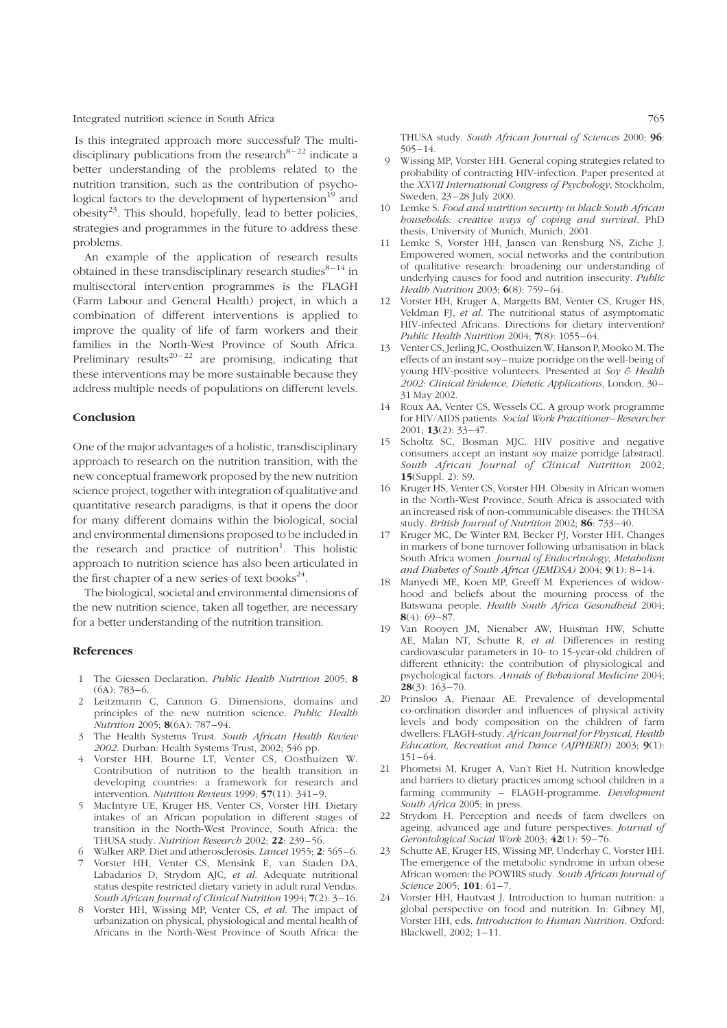Is this integrated approach more successful? The multidisciplinary publications from the research[8–22] indicate a better understanding of the problems related to the nutrition transition, such as the contribution of psychological factors to the development of hypertension[19] and obesity[23]. This should, hopefully, lead to better policies, strategies and programmes in the future to address these problems.

An example of the application of research results obtained in these transdisciplinary research studies[8–14] in multisectoral intervention programmes is the FLAGH (Farm Labour and General Health) project, in which a combination of different interventions is applied to improve the quality of life of farm workers and their families in the North-West Province of South Africa. Preliminary results[20–22] are promising, indicating that these interventions may be more sustainable because they address multiple needs of populations on different levels.

## Conclusion

One of the major advantages of a holistic, transdisciplinary approach to research on the nutrition transition, with the new conceptual framework proposed by the new nutrition science project, together with integration of qualitative and quantitative research paradigms, is that it opens the door for many different domains within the biological, social and environmental dimensions proposed to be included in the research and practice of nutrition[1]. This holistic approach to nutrition science has also been articulated in the first chapter of a new series of text books[24].

The biological, societal and environmental dimensions of the new nutrition science, taken all together, are necessary for a better understanding of the nutrition transition.

## References

1. The Giessen Declaration. *Public Health Nutrition* 2005; **8** (6A): 783–6.
2. Leitzmann C, Cannon G. Dimensions, domains and principles of the new nutrition science. *Public Health Nutrition* 2005; **8**(6A): 787–94.
3. The Health Systems Trust. *South African Health Review 2002*. Durban: Health Systems Trust, 2002; 546 pp.
4. Vorster HH, Bourne LT, Venter CS, Oosthuizen W. Contribution of nutrition to the health transition in developing countries: a framework for research and intervention. *Nutrition Reviews* 1999; **57**(11): 341–9.
5. MacIntyre UE, Kruger HS, Venter CS, Vorster HH. Dietary intakes of an African population in different stages of transition in the North-West Province, South Africa: the THUSA study. *Nutrition Research* 2002; **22**: 239–56.
6. Walker ARP. Diet and atherosclerosis. *Lancet* 1955; **2**: 565–6.
7. Vorster HH, Venter CS, Mensink E, van Staden DA, Labadarios D, Strydom AJC, *et al*. Adequate nutritional status despite restricted dietary variety in adult rural Vendas. *South African Journal of Clinical Nutrition* 1994; **7**(2): 3–16.
8. Vorster HH, Wissing MP, Venter CS, *et al*. The impact of urbanization on physical, physiological and mental health of Africans in the North-West Province of South Africa: the THUSA study. *South African Journal of Sciences* 2000; **96**: 505–14.
9. Wissing MP, Vorster HH. General coping strategies related to probability of contracting HIV-infection. Paper presented at the *XXVII International Congress of Psychology*, Stockholm, Sweden, 23–28 July 2000.
10. Lemke S. *Food and nutrition security in black South African households: creative ways of coping and survival*. PhD thesis, University of Munich, Munich, 2001.
11. Lemke S, Vorster HH, Jansen van Rensburg NS, Ziche J. Empowered women, social networks and the contribution of qualitative research: broadening our understanding of underlying causes for food and nutrition insecurity. *Public Health Nutrition* 2003; **6**(8): 759–64.
12. Vorster HH, Kruger A, Margetts BM, Venter CS, Kruger HS, Veldman FJ, *et al*. The nutritional status of asymptomatic HIV-infected Africans. Directions for dietary intervention? *Public Health Nutrition* 2004; **7**(8): 1055–64.
13. Venter CS, Jerling JC, Oosthuizen W, Hanson P, Mooko M. The effects of an instant soy–maize porridge on the well-being of young HIV-positive volunteers. Presented at *Soy & Health 2002: Clinical Evidence, Dietetic Applications*, London, 30–31 May 2002.
14. Roux AA, Venter CS, Wessels CC. A group work programme for HIV/AIDS patients. *Social Work Practitioner–Researcher* 2001; **13**(2): 33–47.
15. Scholtz SC, Bosman MJC. HIV positive and negative consumers accept an instant soy maize porridge [abstract]. *South African Journal of Clinical Nutrition* 2002; **15**(Suppl. 2): S9.
16. Kruger HS, Venter CS, Vorster HH. Obesity in African women in the North-West Province, South Africa is associated with an increased risk of non-communicable diseases: the THUSA study. *British Journal of Nutrition* 2002; **86**: 733–40.
17. Kruger MC, De Winter RM, Becker PJ, Vorster HH. Changes in markers of bone turnover following urbanisation in black South Africa women. *Journal of Endocrinology, Metabolism and Diabetes of South Africa (JEMDSA)* 2004; **9**(1): 8–14.
18. Manyedi ME, Koen MP, Greeff M. Experiences of widowhood and beliefs about the mourning process of the Batswana people. *Health South Africa Gesondheid* 2004; **8**(4): 69–87.
19. Van Rooyen JM, Nienaber AW, Huisman HW, Schutte AE, Malan NT, Schutte R, *et al*. Differences in resting cardiovascular parameters in 10- to 15-year-old children of different ethnicity: the contribution of physiological and psychological factors. *Annals of Behavioral Medicine* 2004; **28**(3): 163–70.
20. Prinsloo A, Pienaar AE. Prevalence of developmental co-ordination disorder and influences of physical activity levels and body composition on the children of farm dwellers: FLAGH-study. *African Journal for Physical, Health Education, Recreation and Dance (AJPHERD)* 2003; **9**(1): 151–64.
21. Phometsi M, Kruger A, Van't Riet H. Nutrition knowledge and barriers to dietary practices among school children in a farming community – FLAGH-programme. *Development South Africa* 2005; in press.
22. Strydom H. Perception and needs of farm dwellers on ageing, advanced age and future perspectives. *Journal of Gerontological Social Work* 2003; **42**(1): 59–76.
23. Schutte AE, Kruger HS, Wissing MP, Underhay C, Vorster HH. The emergence of the metabolic syndrome in urban obese African women: the POWIRS study. *South African Journal of Science* 2005; **101**: 61–7.
24. Vorster HH, Hautvast J. Introduction to human nutrition: a global perspective on food and nutrition. In: Gibney MJ, Vorster HH, eds. *Introduction to Human Nutrition*. Oxford: Blackwell, 2002; 1–11.